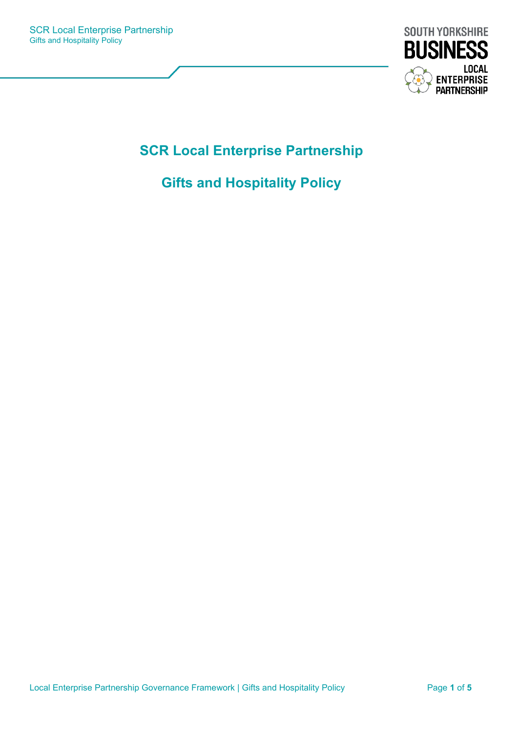# SCR Local Enterprise Partnership

## Gifts and Hospitality Policy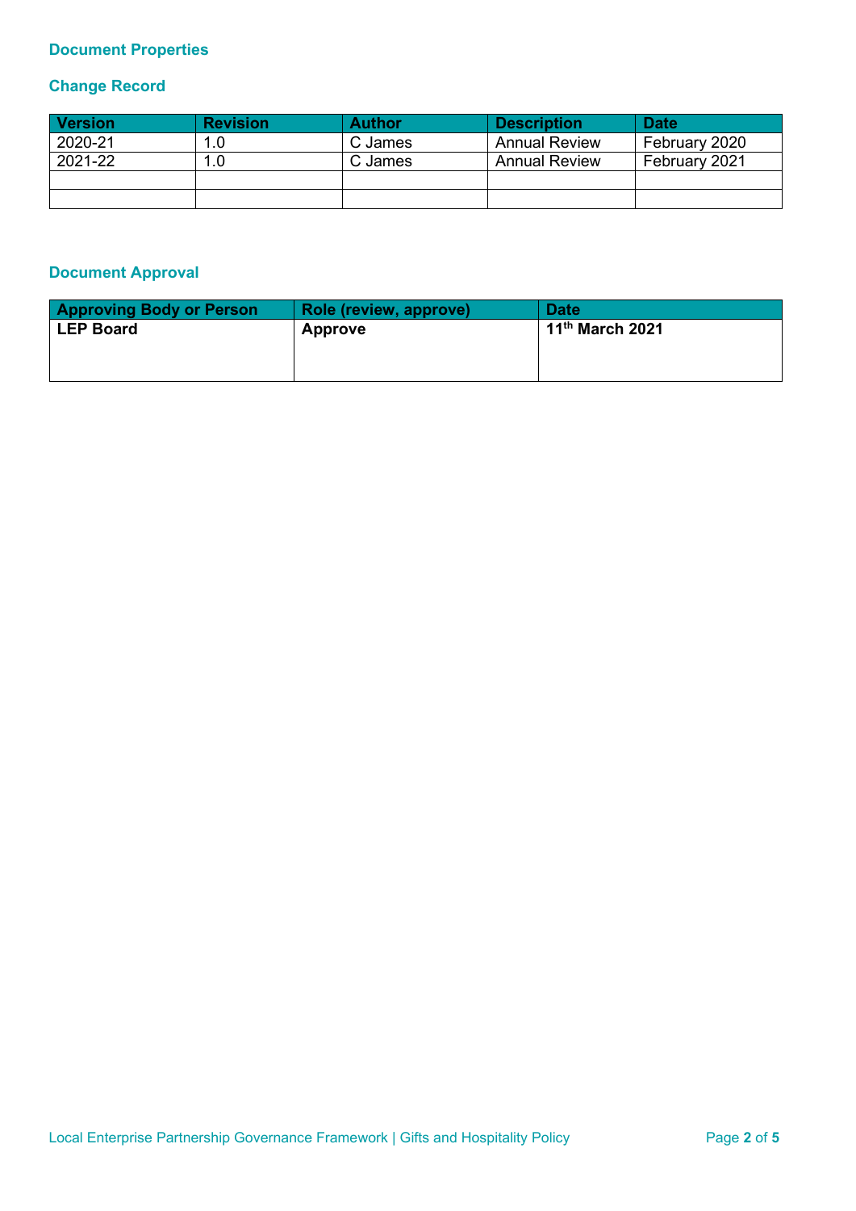## Document Properties

### Change Record

| Version | Revision | Author | Description | Date |
|---|---|---|---|---|
| 2020-21 | 1.0 | C James | Annual Review | February 2020 |
| 2021-22 | 1.0 | C James | Annual Review | February 2021 |
| | | | | |
| | | | | |

### Document Approval

| Approving Body or Person | Role (review, approve) | Date |
|---|---|---|
| **LEP Board** | **Approve** | **11th March 2021** |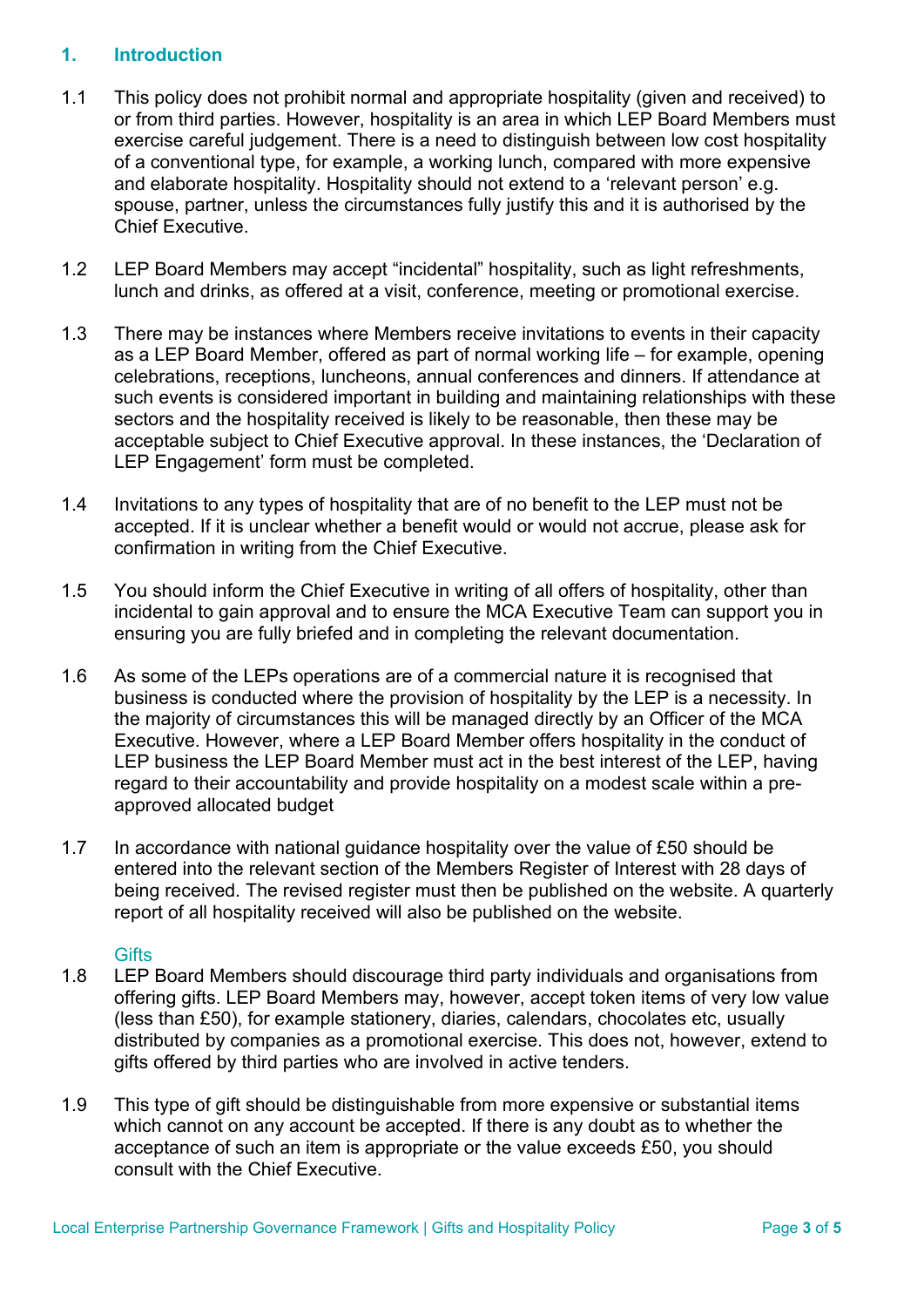## 1. Introduction

1.1 This policy does not prohibit normal and appropriate hospitality (given and received) to or from third parties. However, hospitality is an area in which LEP Board Members must exercise careful judgement. There is a need to distinguish between low cost hospitality of a conventional type, for example, a working lunch, compared with more expensive and elaborate hospitality. Hospitality should not extend to a 'relevant person' e.g. spouse, partner, unless the circumstances fully justify this and it is authorised by the Chief Executive.

1.2 LEP Board Members may accept "incidental" hospitality, such as light refreshments, lunch and drinks, as offered at a visit, conference, meeting or promotional exercise.

1.3 There may be instances where Members receive invitations to events in their capacity as a LEP Board Member, offered as part of normal working life – for example, opening celebrations, receptions, luncheons, annual conferences and dinners. If attendance at such events is considered important in building and maintaining relationships with these sectors and the hospitality received is likely to be reasonable, then these may be acceptable subject to Chief Executive approval. In these instances, the 'Declaration of LEP Engagement' form must be completed.

1.4 Invitations to any types of hospitality that are of no benefit to the LEP must not be accepted. If it is unclear whether a benefit would or would not accrue, please ask for confirmation in writing from the Chief Executive.

1.5 You should inform the Chief Executive in writing of all offers of hospitality, other than incidental to gain approval and to ensure the MCA Executive Team can support you in ensuring you are fully briefed and in completing the relevant documentation.

1.6 As some of the LEPs operations are of a commercial nature it is recognised that business is conducted where the provision of hospitality by the LEP is a necessity. In the majority of circumstances this will be managed directly by an Officer of the MCA Executive. However, where a LEP Board Member offers hospitality in the conduct of LEP business the LEP Board Member must act in the best interest of the LEP, having regard to their accountability and provide hospitality on a modest scale within a pre-approved allocated budget

1.7 In accordance with national guidance hospitality over the value of £50 should be entered into the relevant section of the Members Register of Interest with 28 days of being received. The revised register must then be published on the website. A quarterly report of all hospitality received will also be published on the website.

### Gifts

1.8 LEP Board Members should discourage third party individuals and organisations from offering gifts. LEP Board Members may, however, accept token items of very low value (less than £50), for example stationery, diaries, calendars, chocolates etc, usually distributed by companies as a promotional exercise. This does not, however, extend to gifts offered by third parties who are involved in active tenders.

1.9 This type of gift should be distinguishable from more expensive or substantial items which cannot on any account be accepted. If there is any doubt as to whether the acceptance of such an item is appropriate or the value exceeds £50, you should consult with the Chief Executive.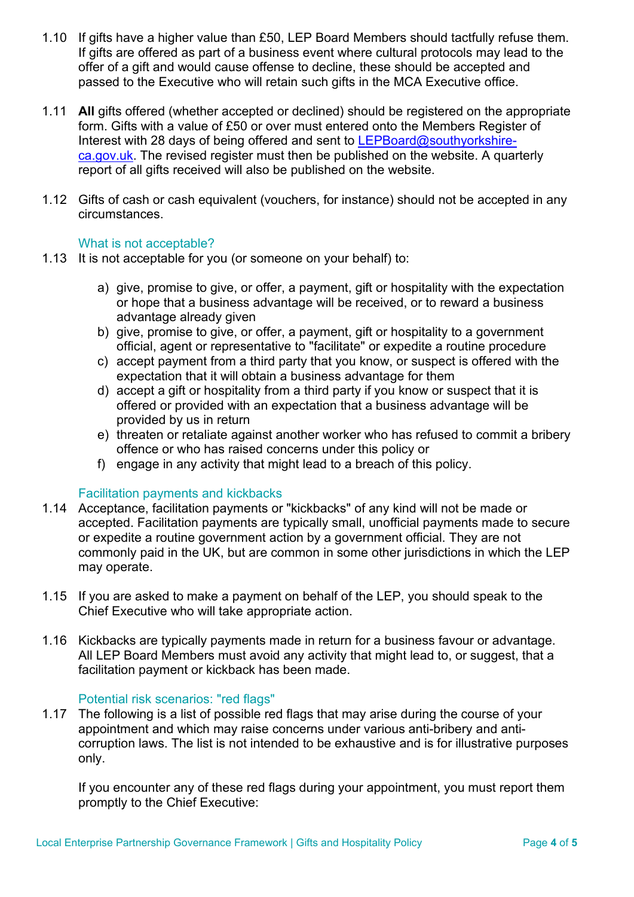1.10 If gifts have a higher value than £50, LEP Board Members should tactfully refuse them. If gifts are offered as part of a business event where cultural protocols may lead to the offer of a gift and would cause offense to decline, these should be accepted and passed to the Executive who will retain such gifts in the MCA Executive office.

1.11 **All** gifts offered (whether accepted or declined) should be registered on the appropriate form. Gifts with a value of £50 or over must entered onto the Members Register of Interest with 28 days of being offered and sent to [LEPBoard@southyorkshire-ca.gov.uk](mailto:LEPBoard@southyorkshire-ca.gov.uk). The revised register must then be published on the website. A quarterly report of all gifts received will also be published on the website.

1.12 Gifts of cash or cash equivalent (vouchers, for instance) should not be accepted in any circumstances.

### What is not acceptable?

1.13 It is not acceptable for you (or someone on your behalf) to:

a) give, promise to give, or offer, a payment, gift or hospitality with the expectation or hope that a business advantage will be received, or to reward a business advantage already given
b) give, promise to give, or offer, a payment, gift or hospitality to a government official, agent or representative to "facilitate" or expedite a routine procedure
c) accept payment from a third party that you know, or suspect is offered with the expectation that it will obtain a business advantage for them
d) accept a gift or hospitality from a third party if you know or suspect that it is offered or provided with an expectation that a business advantage will be provided by us in return
e) threaten or retaliate against another worker who has refused to commit a bribery offence or who has raised concerns under this policy or
f) engage in any activity that might lead to a breach of this policy.

### Facilitation payments and kickbacks

1.14 Acceptance, facilitation payments or "kickbacks" of any kind will not be made or accepted. Facilitation payments are typically small, unofficial payments made to secure or expedite a routine government action by a government official. They are not commonly paid in the UK, but are common in some other jurisdictions in which the LEP may operate.

1.15 If you are asked to make a payment on behalf of the LEP, you should speak to the Chief Executive who will take appropriate action.

1.16 Kickbacks are typically payments made in return for a business favour or advantage. All LEP Board Members must avoid any activity that might lead to, or suggest, that a facilitation payment or kickback has been made.

### Potential risk scenarios: "red flags"

1.17 The following is a list of possible red flags that may arise during the course of your appointment and which may raise concerns under various anti-bribery and anti-corruption laws. The list is not intended to be exhaustive and is for illustrative purposes only.

If you encounter any of these red flags during your appointment, you must report them promptly to the Chief Executive: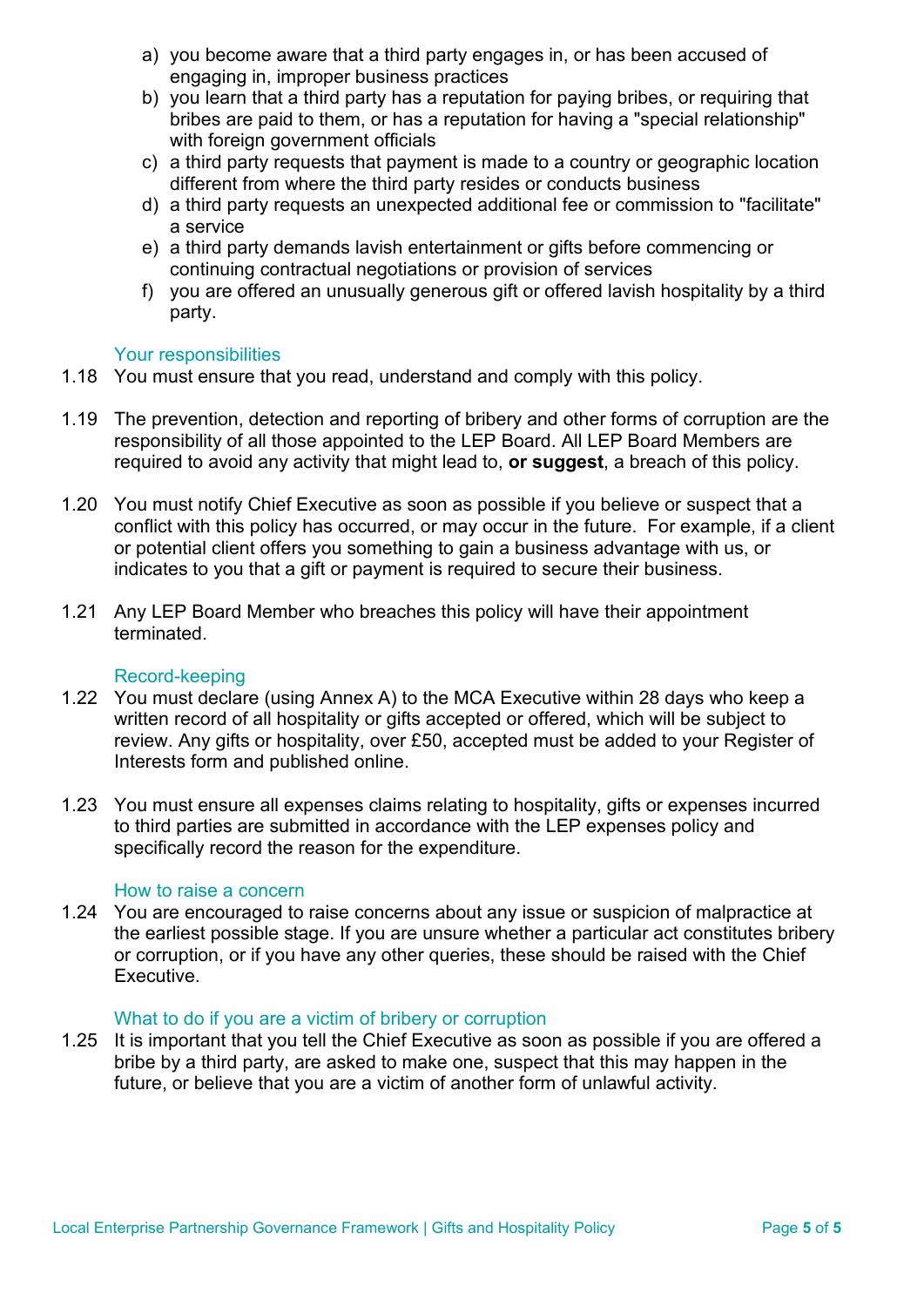a) you become aware that a third party engages in, or has been accused of engaging in, improper business practices
b) you learn that a third party has a reputation for paying bribes, or requiring that bribes are paid to them, or has a reputation for having a "special relationship" with foreign government officials
c) a third party requests that payment is made to a country or geographic location different from where the third party resides or conducts business
d) a third party requests an unexpected additional fee or commission to "facilitate" a service
e) a third party demands lavish entertainment or gifts before commencing or continuing contractual negotiations or provision of services
f) you are offered an unusually generous gift or offered lavish hospitality by a third party.

### Your responsibilities

1.18 You must ensure that you read, understand and comply with this policy.

1.19 The prevention, detection and reporting of bribery and other forms of corruption are the responsibility of all those appointed to the LEP Board. All LEP Board Members are required to avoid any activity that might lead to, **or suggest**, a breach of this policy.

1.20 You must notify Chief Executive as soon as possible if you believe or suspect that a conflict with this policy has occurred, or may occur in the future. For example, if a client or potential client offers you something to gain a business advantage with us, or indicates to you that a gift or payment is required to secure their business.

1.21 Any LEP Board Member who breaches this policy will have their appointment terminated.

### Record-keeping

1.22 You must declare (using Annex A) to the MCA Executive within 28 days who keep a written record of all hospitality or gifts accepted or offered, which will be subject to review. Any gifts or hospitality, over £50, accepted must be added to your Register of Interests form and published online.

1.23 You must ensure all expenses claims relating to hospitality, gifts or expenses incurred to third parties are submitted in accordance with the LEP expenses policy and specifically record the reason for the expenditure.

### How to raise a concern

1.24 You are encouraged to raise concerns about any issue or suspicion of malpractice at the earliest possible stage. If you are unsure whether a particular act constitutes bribery or corruption, or if you have any other queries, these should be raised with the Chief Executive.

### What to do if you are a victim of bribery or corruption

1.25 It is important that you tell the Chief Executive as soon as possible if you are offered a bribe by a third party, are asked to make one, suspect that this may happen in the future, or believe that you are a victim of another form of unlawful activity.